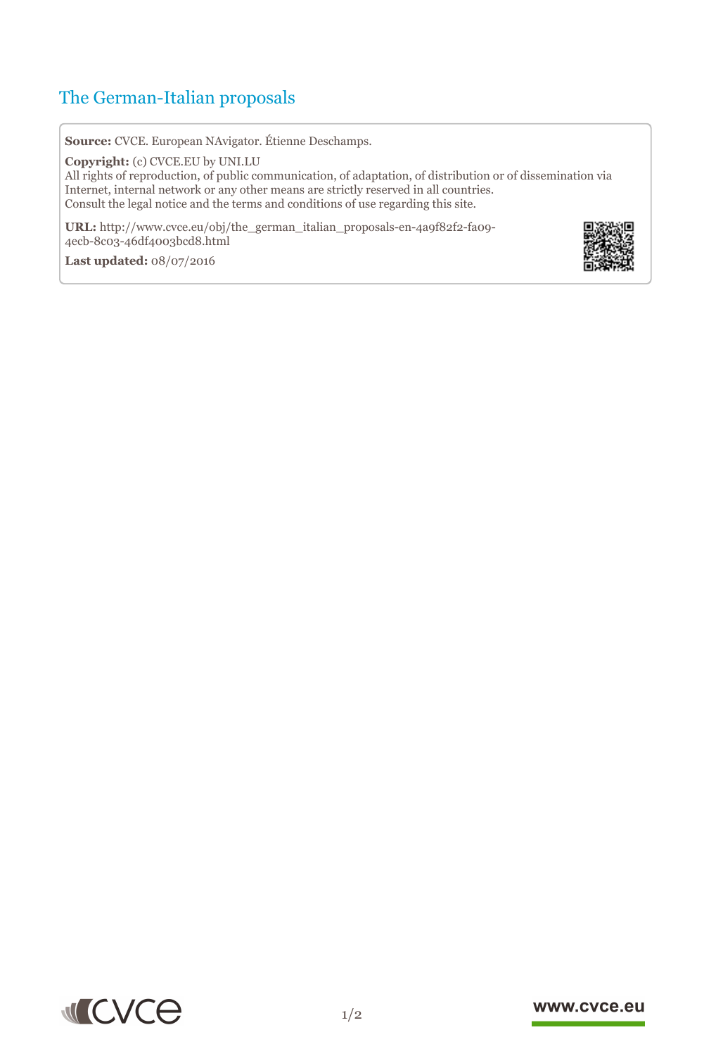# The German-Italian proposals

**Source:** CVCE. European NAvigator. Étienne Deschamps.

**Copyright:** (c) CVCE.EU by UNI.LU
All rights of reproduction, of public communication, of adaptation, of distribution or of dissemination via Internet, internal network or any other means are strictly reserved in all countries.
Consult the legal notice and the terms and conditions of use regarding this site.

**URL:** http://www.cvce.eu/obj/the_german_italian_proposals-en-4a9f82f2-fa09-4ecb-8c03-46df4003bcd8.html

**Last updated:** 08/07/2016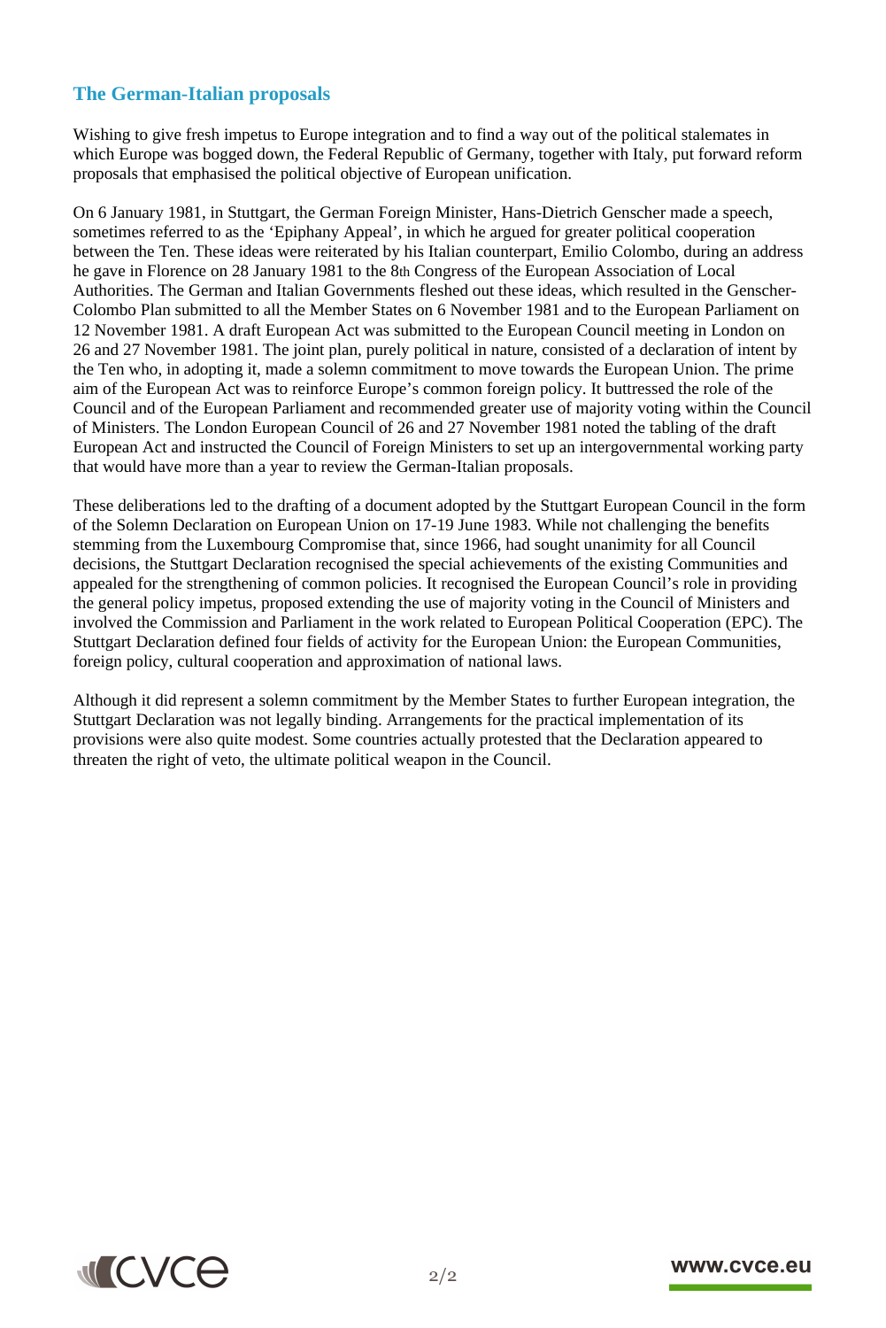## The German-Italian proposals

Wishing to give fresh impetus to Europe integration and to find a way out of the political stalemates in which Europe was bogged down, the Federal Republic of Germany, together with Italy, put forward reform proposals that emphasised the political objective of European unification.

On 6 January 1981, in Stuttgart, the German Foreign Minister, Hans-Dietrich Genscher made a speech, sometimes referred to as the 'Epiphany Appeal', in which he argued for greater political cooperation between the Ten. These ideas were reiterated by his Italian counterpart, Emilio Colombo, during an address he gave in Florence on 28 January 1981 to the 8th Congress of the European Association of Local Authorities. The German and Italian Governments fleshed out these ideas, which resulted in the Genscher-Colombo Plan submitted to all the Member States on 6 November 1981 and to the European Parliament on 12 November 1981. A draft European Act was submitted to the European Council meeting in London on 26 and 27 November 1981. The joint plan, purely political in nature, consisted of a declaration of intent by the Ten who, in adopting it, made a solemn commitment to move towards the European Union. The prime aim of the European Act was to reinforce Europe's common foreign policy. It buttressed the role of the Council and of the European Parliament and recommended greater use of majority voting within the Council of Ministers. The London European Council of 26 and 27 November 1981 noted the tabling of the draft European Act and instructed the Council of Foreign Ministers to set up an intergovernmental working party that would have more than a year to review the German-Italian proposals.

These deliberations led to the drafting of a document adopted by the Stuttgart European Council in the form of the Solemn Declaration on European Union on 17-19 June 1983. While not challenging the benefits stemming from the Luxembourg Compromise that, since 1966, had sought unanimity for all Council decisions, the Stuttgart Declaration recognised the special achievements of the existing Communities and appealed for the strengthening of common policies. It recognised the European Council's role in providing the general policy impetus, proposed extending the use of majority voting in the Council of Ministers and involved the Commission and Parliament in the work related to European Political Cooperation (EPC). The Stuttgart Declaration defined four fields of activity for the European Union: the European Communities, foreign policy, cultural cooperation and approximation of national laws.

Although it did represent a solemn commitment by the Member States to further European integration, the Stuttgart Declaration was not legally binding. Arrangements for the practical implementation of its provisions were also quite modest. Some countries actually protested that the Declaration appeared to threaten the right of veto, the ultimate political weapon in the Council.